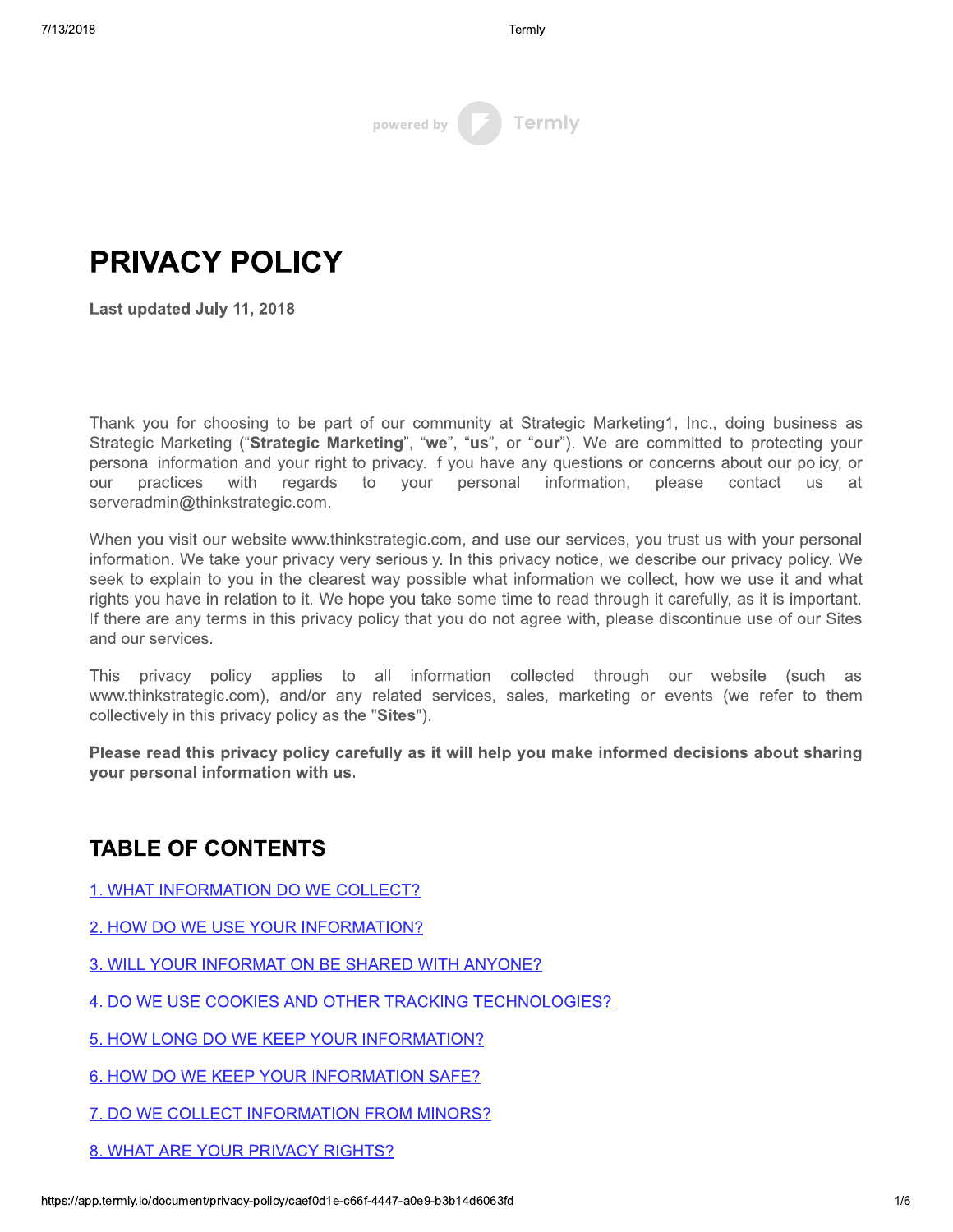powered by Termly

# PRIVACY POLICY

**Last updated July 11, 2018**

Thank you for choosing to be part of our community at Strategic Marketing1, Inc., doing business as Strategic Marketing ("**Strategic Marketing**", "**we**", "**us**", or "**our**"). We are committed to protecting your personal information and your right to privacy. If you have any questions or concerns about our policy, or our practices with regards to your personal information, please contact us at serveradmin@thinkstrategic.com.

When you visit our website www.thinkstrategic.com, and use our services, you trust us with your personal information. We take your privacy very seriously. In this privacy notice, we describe our privacy policy. We seek to explain to you in the clearest way possible what information we collect, how we use it and what rights you have in relation to it. We hope you take some time to read through it carefully, as it is important. If there are any terms in this privacy policy that you do not agree with, please discontinue use of our Sites and our services.

This privacy policy applies to all information collected through our website (such as www.thinkstrategic.com), and/or any related services, sales, marketing or events (we refer to them collectively in this privacy policy as the "**Sites**").

**Please read this privacy policy carefully as it will help you make informed decisions about sharing your personal information with us.**

## TABLE OF CONTENTS

1. WHAT INFORMATION DO WE COLLECT?

2. HOW DO WE USE YOUR INFORMATION?

3. WILL YOUR INFORMATION BE SHARED WITH ANYONE?

4. DO WE USE COOKIES AND OTHER TRACKING TECHNOLOGIES?

5. HOW LONG DO WE KEEP YOUR INFORMATION?

6. HOW DO WE KEEP YOUR INFORMATION SAFE?

7. DO WE COLLECT INFORMATION FROM MINORS?

8. WHAT ARE YOUR PRIVACY RIGHTS?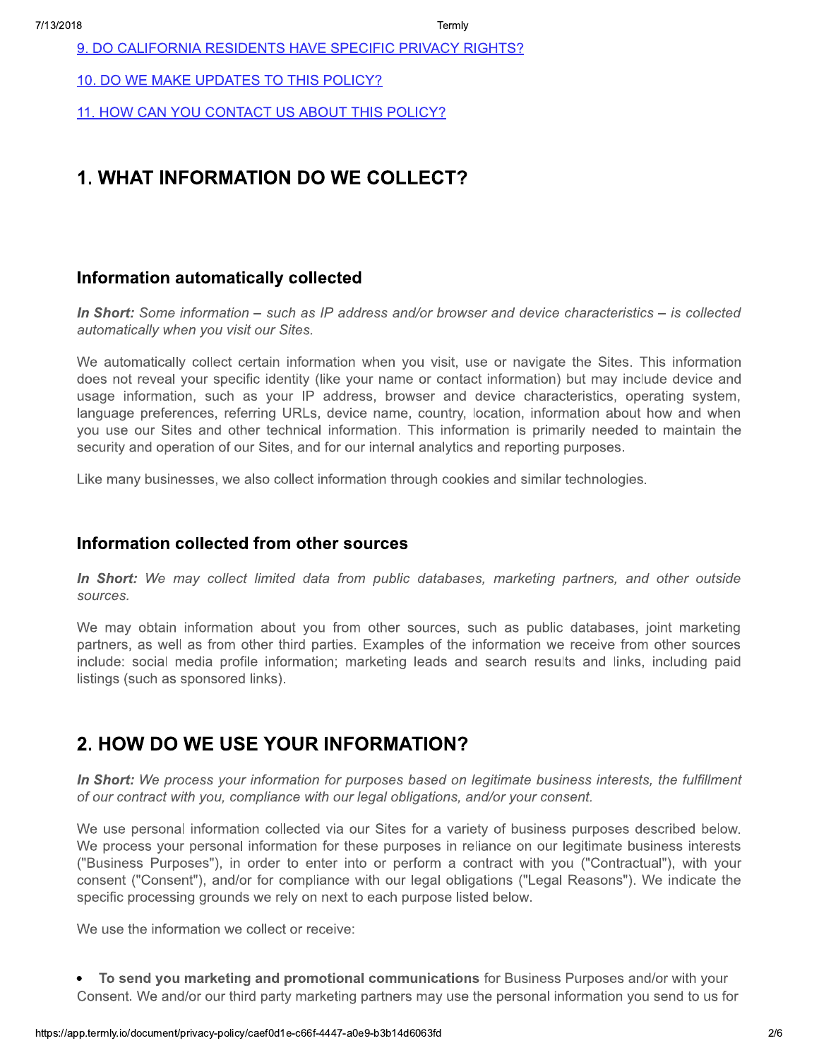9. DO CALIFORNIA RESIDENTS HAVE SPECIFIC PRIVACY RIGHTS?

10. DO WE MAKE UPDATES TO THIS POLICY?

11. HOW CAN YOU CONTACT US ABOUT THIS POLICY?

## 1. WHAT INFORMATION DO WE COLLECT?

### Information automatically collected

***In Short:*** *Some information – such as IP address and/or browser and device characteristics – is collected automatically when you visit our Sites.*

We automatically collect certain information when you visit, use or navigate the Sites. This information does not reveal your specific identity (like your name or contact information) but may include device and usage information, such as your IP address, browser and device characteristics, operating system, language preferences, referring URLs, device name, country, location, information about how and when you use our Sites and other technical information. This information is primarily needed to maintain the security and operation of our Sites, and for our internal analytics and reporting purposes.

Like many businesses, we also collect information through cookies and similar technologies.

### Information collected from other sources

***In Short:*** *We may collect limited data from public databases, marketing partners, and other outside sources.*

We may obtain information about you from other sources, such as public databases, joint marketing partners, as well as from other third parties. Examples of the information we receive from other sources include: social media profile information; marketing leads and search results and links, including paid listings (such as sponsored links).

## 2. HOW DO WE USE YOUR INFORMATION?

***In Short:*** *We process your information for purposes based on legitimate business interests, the fulfillment of our contract with you, compliance with our legal obligations, and/or your consent.*

We use personal information collected via our Sites for a variety of business purposes described below. We process your personal information for these purposes in reliance on our legitimate business interests ("Business Purposes"), in order to enter into or perform a contract with you ("Contractual"), with your consent ("Consent"), and/or for compliance with our legal obligations ("Legal Reasons"). We indicate the specific processing grounds we rely on next to each purpose listed below.

We use the information we collect or receive:

- **To send you marketing and promotional communications** for Business Purposes and/or with your Consent. We and/or our third party marketing partners may use the personal information you send to us for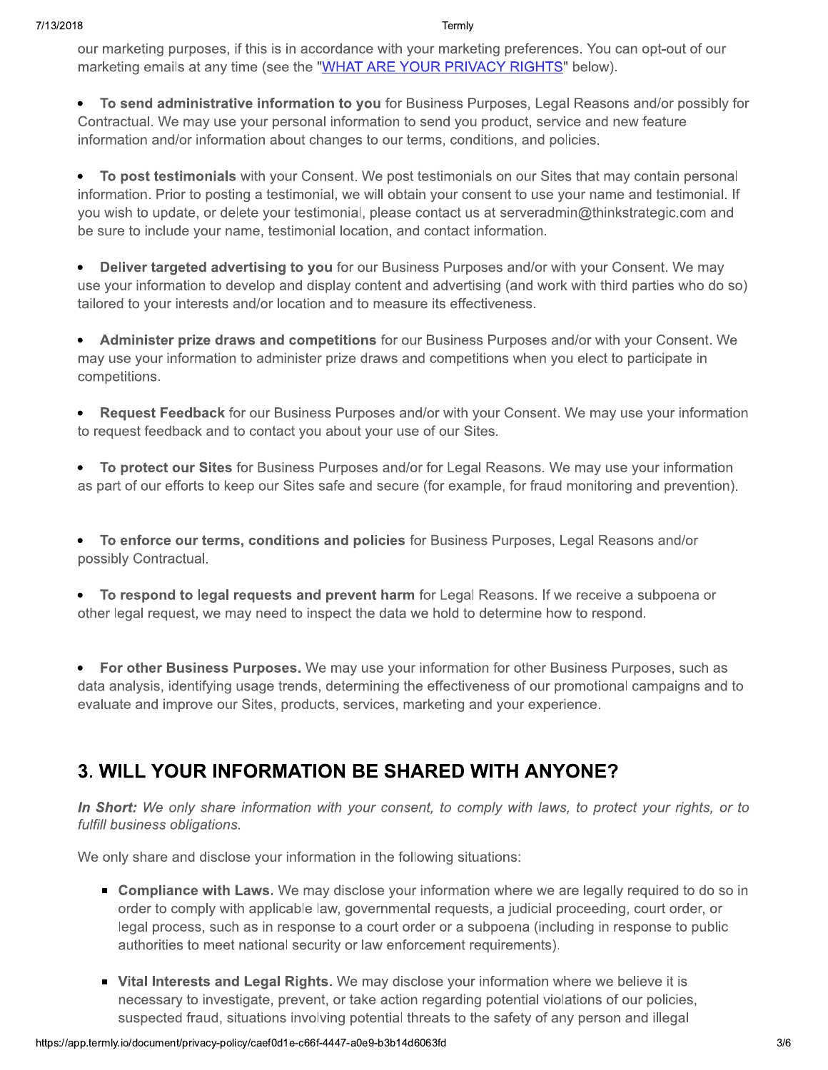our marketing purposes, if this is in accordance with your marketing preferences. You can opt-out of our marketing emails at any time (see the "WHAT ARE YOUR PRIVACY RIGHTS" below).

- **To send administrative information to you** for Business Purposes, Legal Reasons and/or possibly for Contractual. We may use your personal information to send you product, service and new feature information and/or information about changes to our terms, conditions, and policies.

- **To post testimonials** with your Consent. We post testimonials on our Sites that may contain personal information. Prior to posting a testimonial, we will obtain your consent to use your name and testimonial. If you wish to update, or delete your testimonial, please contact us at serveradmin@thinkstrategic.com and be sure to include your name, testimonial location, and contact information.

- **Deliver targeted advertising to you** for our Business Purposes and/or with your Consent. We may use your information to develop and display content and advertising (and work with third parties who do so) tailored to your interests and/or location and to measure its effectiveness.

- **Administer prize draws and competitions** for our Business Purposes and/or with your Consent. We may use your information to administer prize draws and competitions when you elect to participate in competitions.

- **Request Feedback** for our Business Purposes and/or with your Consent. We may use your information to request feedback and to contact you about your use of our Sites.

- **To protect our Sites** for Business Purposes and/or for Legal Reasons. We may use your information as part of our efforts to keep our Sites safe and secure (for example, for fraud monitoring and prevention).

- **To enforce our terms, conditions and policies** for Business Purposes, Legal Reasons and/or possibly Contractual.

- **To respond to legal requests and prevent harm** for Legal Reasons. If we receive a subpoena or other legal request, we may need to inspect the data we hold to determine how to respond.

- **For other Business Purposes.** We may use your information for other Business Purposes, such as data analysis, identifying usage trends, determining the effectiveness of our promotional campaigns and to evaluate and improve our Sites, products, services, marketing and your experience.

## 3. WILL YOUR INFORMATION BE SHARED WITH ANYONE?

***In Short:*** *We only share information with your consent, to comply with laws, to protect your rights, or to fulfill business obligations.*

We only share and disclose your information in the following situations:

- **Compliance with Laws.** We may disclose your information where we are legally required to do so in order to comply with applicable law, governmental requests, a judicial proceeding, court order, or legal process, such as in response to a court order or a subpoena (including in response to public authorities to meet national security or law enforcement requirements).

- **Vital Interests and Legal Rights.** We may disclose your information where we believe it is necessary to investigate, prevent, or take action regarding potential violations of our policies, suspected fraud, situations involving potential threats to the safety of any person and illegal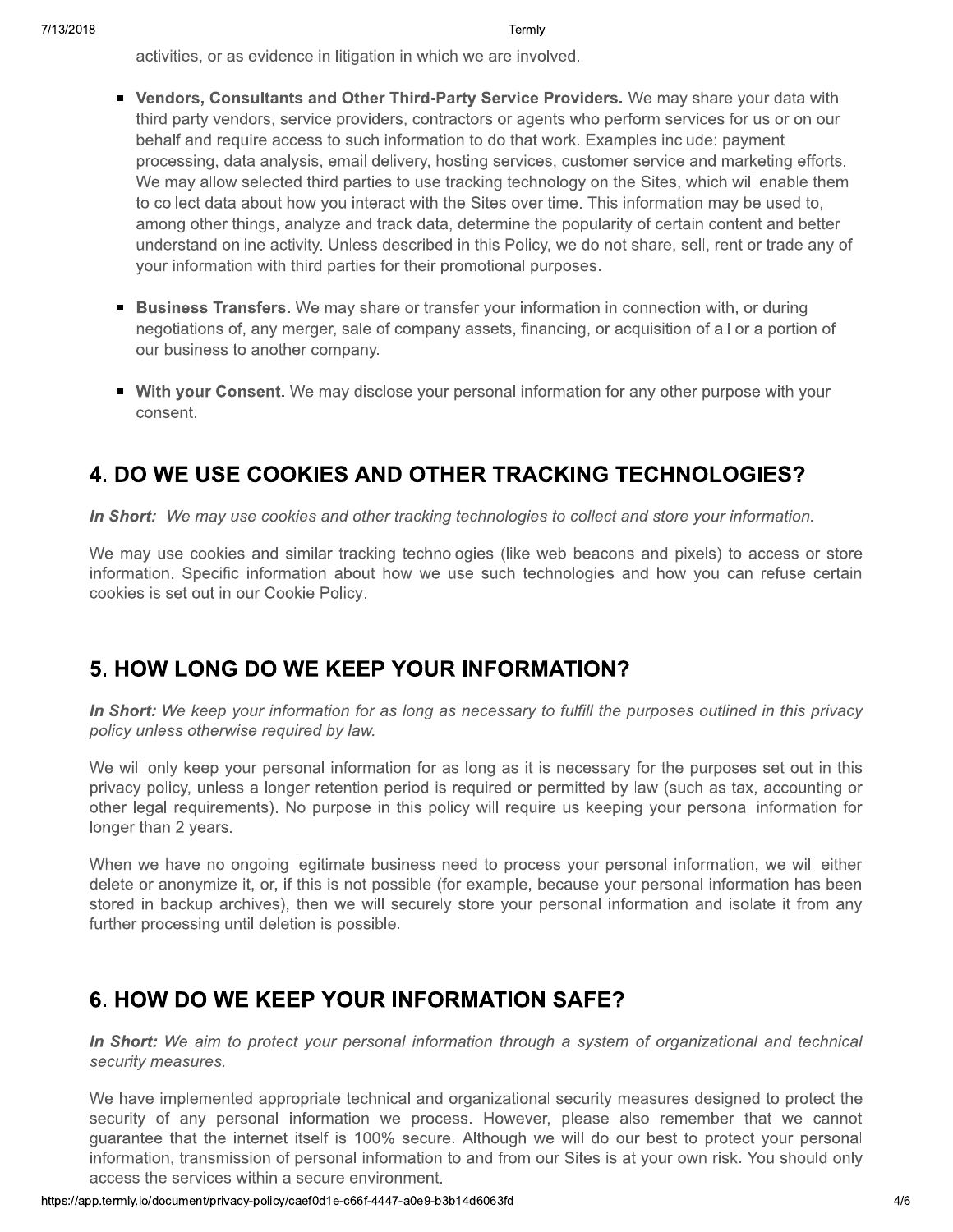activities, or as evidence in litigation in which we are involved.

- **Vendors, Consultants and Other Third-Party Service Providers.** We may share your data with third party vendors, service providers, contractors or agents who perform services for us or on our behalf and require access to such information to do that work. Examples include: payment processing, data analysis, email delivery, hosting services, customer service and marketing efforts. We may allow selected third parties to use tracking technology on the Sites, which will enable them to collect data about how you interact with the Sites over time. This information may be used to, among other things, analyze and track data, determine the popularity of certain content and better understand online activity. Unless described in this Policy, we do not share, sell, rent or trade any of your information with third parties for their promotional purposes.

- **Business Transfers.** We may share or transfer your information in connection with, or during negotiations of, any merger, sale of company assets, financing, or acquisition of all or a portion of our business to another company.

- **With your Consent.** We may disclose your personal information for any other purpose with your consent.

## 4. DO WE USE COOKIES AND OTHER TRACKING TECHNOLOGIES?

***In Short:*** *We may use cookies and other tracking technologies to collect and store your information.*

We may use cookies and similar tracking technologies (like web beacons and pixels) to access or store information. Specific information about how we use such technologies and how you can refuse certain cookies is set out in our Cookie Policy.

## 5. HOW LONG DO WE KEEP YOUR INFORMATION?

***In Short:*** *We keep your information for as long as necessary to fulfill the purposes outlined in this privacy policy unless otherwise required by law.*

We will only keep your personal information for as long as it is necessary for the purposes set out in this privacy policy, unless a longer retention period is required or permitted by law (such as tax, accounting or other legal requirements). No purpose in this policy will require us keeping your personal information for longer than 2 years.

When we have no ongoing legitimate business need to process your personal information, we will either delete or anonymize it, or, if this is not possible (for example, because your personal information has been stored in backup archives), then we will securely store your personal information and isolate it from any further processing until deletion is possible.

## 6. HOW DO WE KEEP YOUR INFORMATION SAFE?

***In Short:*** *We aim to protect your personal information through a system of organizational and technical security measures.*

We have implemented appropriate technical and organizational security measures designed to protect the security of any personal information we process. However, please also remember that we cannot guarantee that the internet itself is 100% secure. Although we will do our best to protect your personal information, transmission of personal information to and from our Sites is at your own risk. You should only access the services within a secure environment.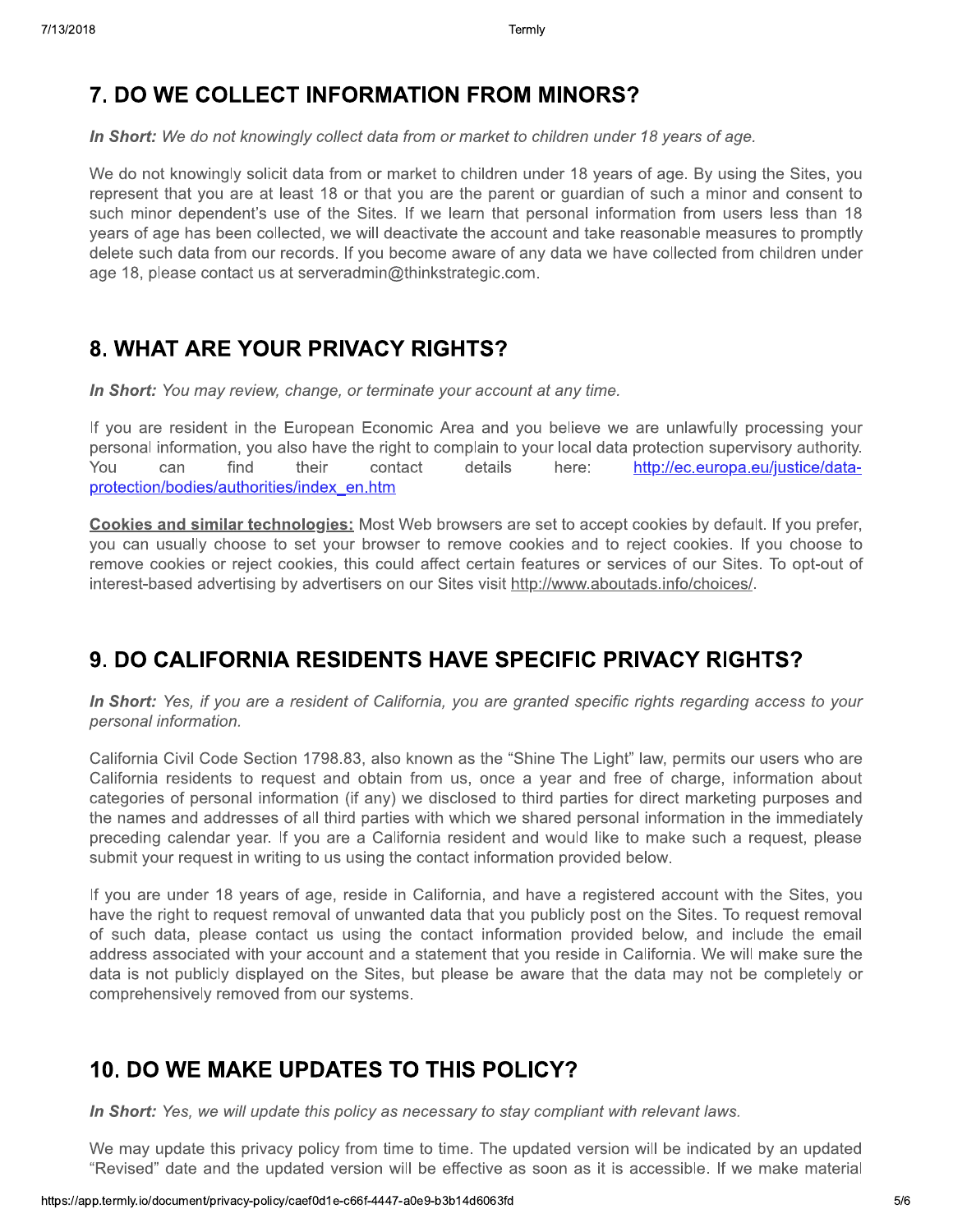## 7. DO WE COLLECT INFORMATION FROM MINORS?

***In Short:*** *We do not knowingly collect data from or market to children under 18 years of age.*

We do not knowingly solicit data from or market to children under 18 years of age. By using the Sites, you represent that you are at least 18 or that you are the parent or guardian of such a minor and consent to such minor dependent's use of the Sites. If we learn that personal information from users less than 18 years of age has been collected, we will deactivate the account and take reasonable measures to promptly delete such data from our records. If you become aware of any data we have collected from children under age 18, please contact us at serveradmin@thinkstrategic.com.

## 8. WHAT ARE YOUR PRIVACY RIGHTS?

***In Short:*** *You may review, change, or terminate your account at any time.*

If you are resident in the European Economic Area and you believe we are unlawfully processing your personal information, you also have the right to complain to your local data protection supervisory authority. You can find their contact details here: [http://ec.europa.eu/justice/data-protection/bodies/authorities/index_en.htm](http://ec.europa.eu/justice/data-protection/bodies/authorities/index_en.htm)

**Cookies and similar technologies:** Most Web browsers are set to accept cookies by default. If you prefer, you can usually choose to set your browser to remove cookies and to reject cookies. If you choose to remove cookies or reject cookies, this could affect certain features or services of our Sites. To opt-out of interest-based advertising by advertisers on our Sites visit [http://www.aboutads.info/choices/](http://www.aboutads.info/choices/).

## 9. DO CALIFORNIA RESIDENTS HAVE SPECIFIC PRIVACY RIGHTS?

***In Short:*** *Yes, if you are a resident of California, you are granted specific rights regarding access to your personal information.*

California Civil Code Section 1798.83, also known as the "Shine The Light" law, permits our users who are California residents to request and obtain from us, once a year and free of charge, information about categories of personal information (if any) we disclosed to third parties for direct marketing purposes and the names and addresses of all third parties with which we shared personal information in the immediately preceding calendar year. If you are a California resident and would like to make such a request, please submit your request in writing to us using the contact information provided below.

If you are under 18 years of age, reside in California, and have a registered account with the Sites, you have the right to request removal of unwanted data that you publicly post on the Sites. To request removal of such data, please contact us using the contact information provided below, and include the email address associated with your account and a statement that you reside in California. We will make sure the data is not publicly displayed on the Sites, but please be aware that the data may not be completely or comprehensively removed from our systems.

## 10. DO WE MAKE UPDATES TO THIS POLICY?

***In Short:*** *Yes, we will update this policy as necessary to stay compliant with relevant laws.*

We may update this privacy policy from time to time. The updated version will be indicated by an updated "Revised" date and the updated version will be effective as soon as it is accessible. If we make material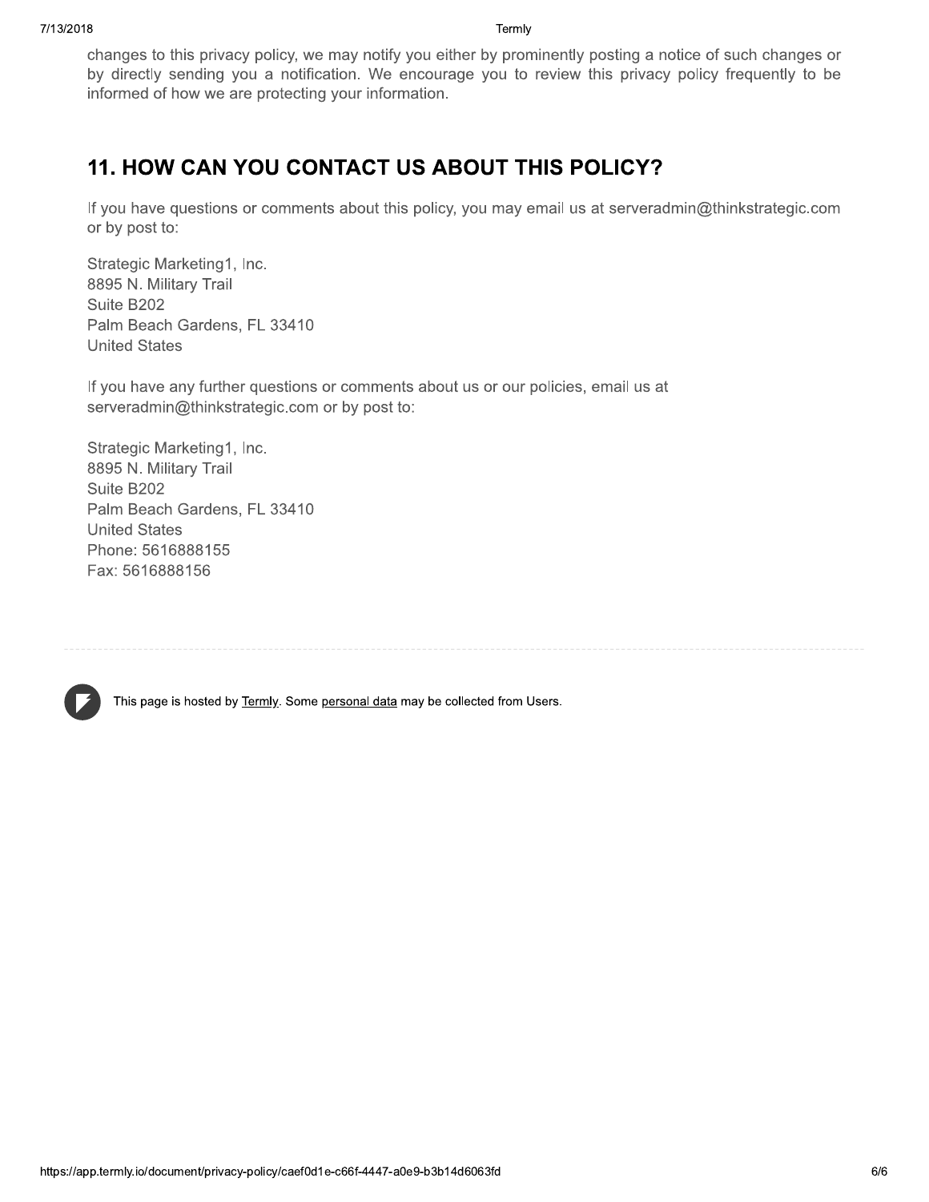changes to this privacy policy, we may notify you either by prominently posting a notice of such changes or by directly sending you a notification. We encourage you to review this privacy policy frequently to be informed of how we are protecting your information.

## 11. HOW CAN YOU CONTACT US ABOUT THIS POLICY?

If you have questions or comments about this policy, you may email us at serveradmin@thinkstrategic.com or by post to:

Strategic Marketing1, Inc.
8895 N. Military Trail
Suite B202
Palm Beach Gardens, FL 33410
United States

If you have any further questions or comments about us or our policies, email us at serveradmin@thinkstrategic.com or by post to:

Strategic Marketing1, Inc.
8895 N. Military Trail
Suite B202
Palm Beach Gardens, FL 33410
United States
Phone: 5616888155
Fax: 5616888156

---

This page is hosted by Termly. Some personal data may be collected from Users.